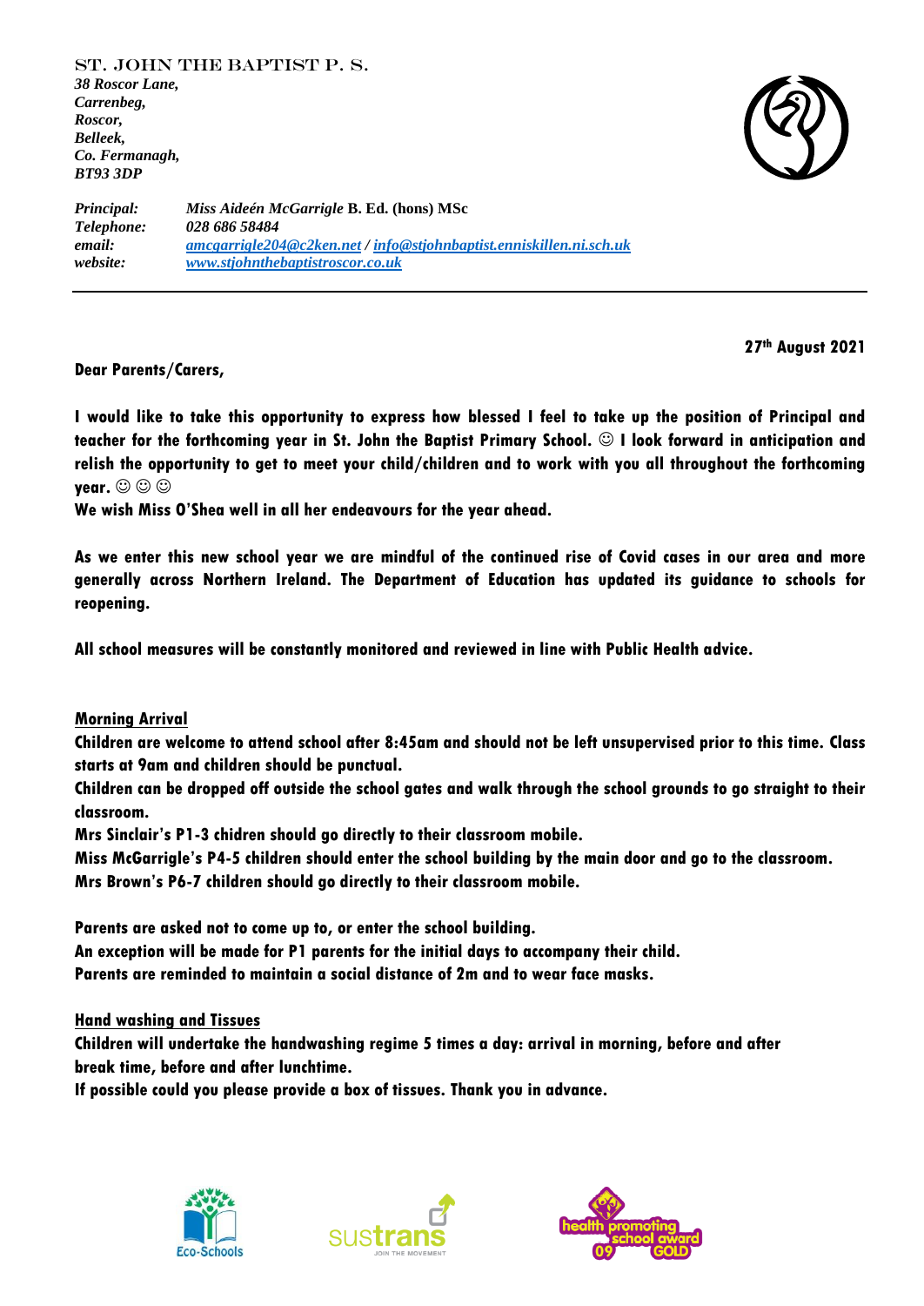ST. JOHN THE BAPTIST P. S.

*38 Roscor Lane,*
*Carrenbeg,*
*Roscor,*
*Belleek,*
*Co. Fermanagh,*
*BT93 3DP*

| | |
|---|---|
| *Principal:* | *Miss Aideén McGarrigle* **B. Ed. (hons) MSc** |
| *Telephone:* | *028 686 58484* |
| *email:* | *amcgarrigle204@c2ken.net / info@stjohnbaptist.enniskillen.ni.sch.uk* |
| *website:* | *www.stjohnthebaptistroscor.co.uk* |

---

**27th August 2021**

**Dear Parents/Carers,**

**I would like to take this opportunity to express how blessed I feel to take up the position of Principal and teacher for the forthcoming year in St. John the Baptist Primary School. ☺ I look forward in anticipation and relish the opportunity to get to meet your child/children and to work with you all throughout the forthcoming year. ☺ ☺ ☺**

**We wish Miss O'Shea well in all her endeavours for the year ahead.**

**As we enter this new school year we are mindful of the continued rise of Covid cases in our area and more generally across Northern Ireland. The Department of Education has updated its guidance to schools for reopening.**

**All school measures will be constantly monitored and reviewed in line with Public Health advice.**

**<u>Morning Arrival</u>**

**Children are welcome to attend school after 8:45am and should not be left unsupervised prior to this time. Class starts at 9am and children should be punctual.**

**Children can be dropped off outside the school gates and walk through the school grounds to go straight to their classroom.**

**Mrs Sinclair's P1-3 chidren should go directly to their classroom mobile.**

**Miss McGarrigle's P4-5 children should enter the school building by the main door and go to the classroom.**

**Mrs Brown's P6-7 children should go directly to their classroom mobile.**

**Parents are asked not to come up to, or enter the school building.**

**An exception will be made for P1 parents for the initial days to accompany their child.**

**Parents are reminded to maintain a social distance of 2m and to wear face masks.**

**<u>Hand washing and Tissues</u>**

**Children will undertake the handwashing regime 5 times a day: arrival in morning, before and after break time, before and after lunchtime.**

**If possible could you please provide a box of tissues. Thank you in advance.**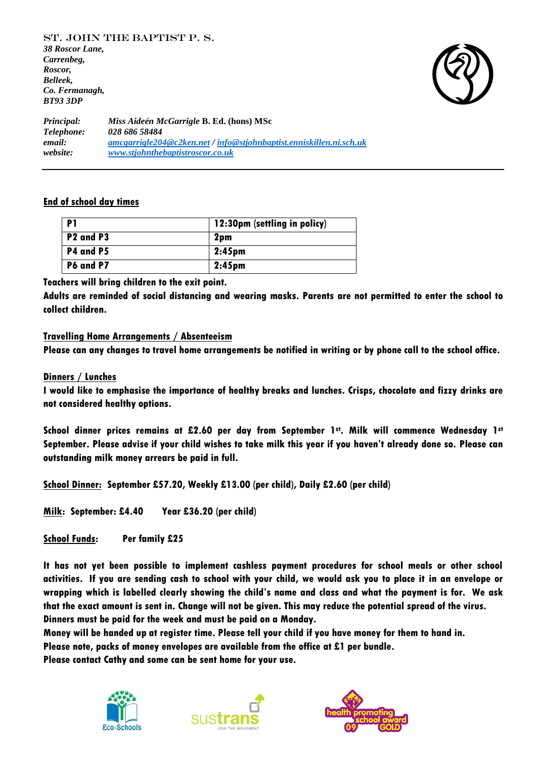ST. JOHN THE BAPTIST P. S.
*38 Roscor Lane,*
*Carrenbeg,*
*Roscor,*
*Belleek,*
*Co. Fermanagh,*
*BT93 3DP*

| | |
|---|---|
| *Principal:* | *Miss Aideén McGarrigle* **B. Ed. (hons) MSc** |
| *Telephone:* | *028 686 58484* |
| *email:* | *amcgarrigle204@c2ken.net / info@stjohnbaptist.enniskillen.ni.sch.uk* |
| *website:* | *www.stjohnthebaptistroscor.co.uk* |

---

## End of school day times

| P1 | 12:30pm (settling in policy) |
|---|---|
| P2 and P3 | 2pm |
| P4 and P5 | 2:45pm |
| P6 and P7 | 2:45pm |

**Teachers will bring children to the exit point.**

**Adults are reminded of social distancing and wearing masks. Parents are not permitted to enter the school to collect children.**

## Travelling Home Arrangements / Absenteeism

**Please can any changes to travel home arrangements be notified in writing or by phone call to the school office.**

## Dinners / Lunches

**I would like to emphasise the importance of healthy breaks and lunches. Crisps, chocolate and fizzy drinks are not considered healthy options.**

**School dinner prices remains at £2.60 per day from September 1st. Milk will commence Wednesday 1st September. Please advise if your child wishes to take milk this year if you haven't already done so. Please can outstanding milk money arrears be paid in full.**

**School Dinner: September £57.20, Weekly £13.00 (per child), Daily £2.60 (per child)**

**Milk: September: £4.40     Year £36.20 (per child)**

**School Funds:     Per family £25**

**It has not yet been possible to implement cashless payment procedures for school meals or other school activities. If you are sending cash to school with your child, we would ask you to place it in an envelope or wrapping which is labelled clearly showing the child's name and class and what the payment is for. We ask that the exact amount is sent in. Change will not be given. This may reduce the potential spread of the virus.**
**Dinners must be paid for the week and must be paid on a Monday.**
**Money will be handed up at register time. Please tell your child if you have money for them to hand in.**
**Please note, packs of money envelopes are available from the office at £1 per bundle.**
**Please contact Cathy and some can be sent home for your use.**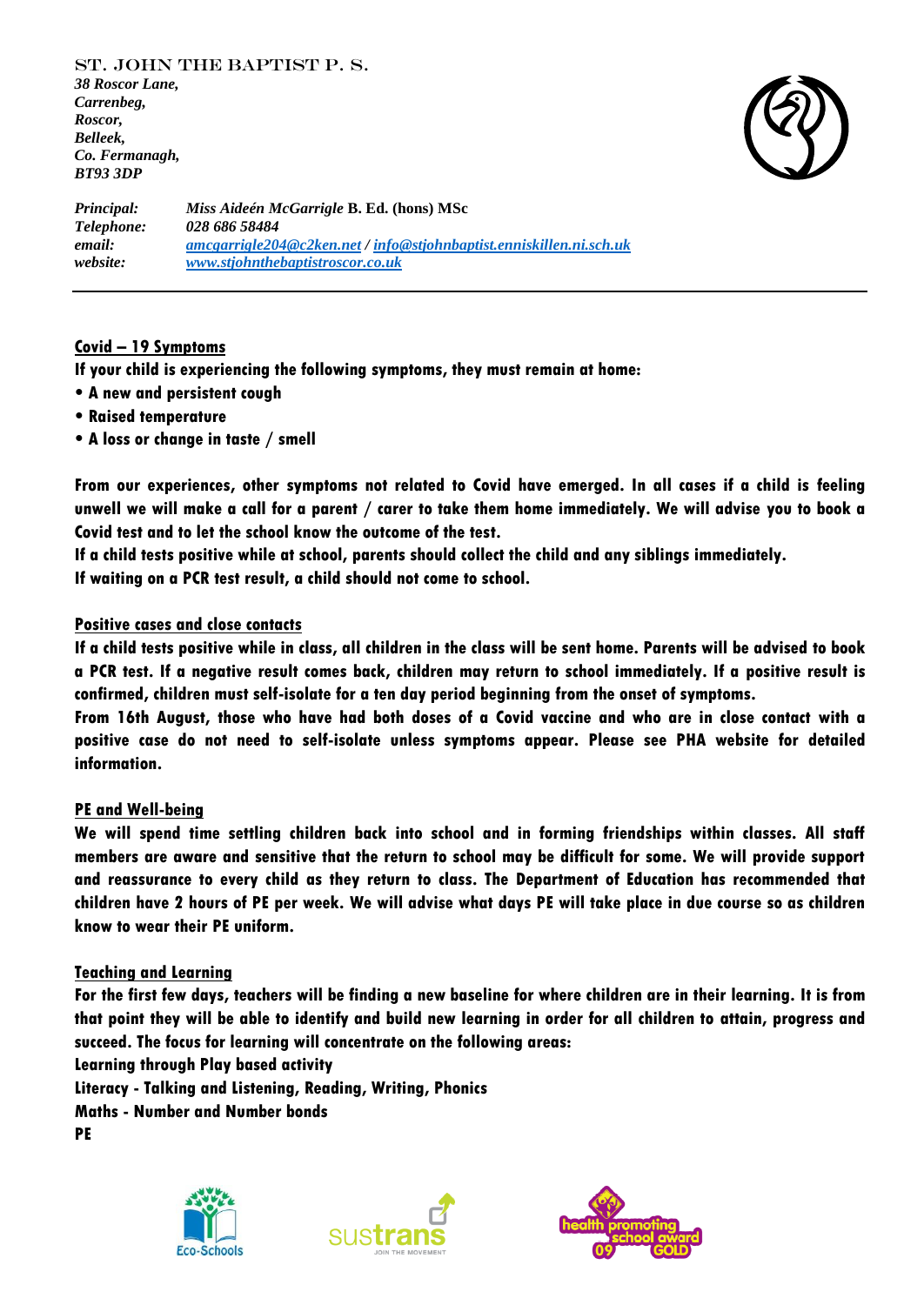ST. JOHN THE BAPTIST P. S.
*38 Roscor Lane,*
*Carrenbeg,*
*Roscor,*
*Belleek,*
*Co. Fermanagh,*
*BT93 3DP*

*Principal:* *Miss Aideén McGarrigle* B. Ed. (hons) MSc
*Telephone:* *028 686 58484*
*email:* *amcgarrigle204@c2ken.net* / *info@stjohnbaptist.enniskillen.ni.sch.uk*
*website:* *www.stjohnthebaptistroscor.co.uk*

---

**Covid – 19 Symptoms**

**If your child is experiencing the following symptoms, they must remain at home:**

- **A new and persistent cough**
- **Raised temperature**
- **A loss or change in taste / smell**

**From our experiences, other symptoms not related to Covid have emerged. In all cases if a child is feeling unwell we will make a call for a parent / carer to take them home immediately. We will advise you to book a Covid test and to let the school know the outcome of the test.**

**If a child tests positive while at school, parents should collect the child and any siblings immediately.**

**If waiting on a PCR test result, a child should not come to school.**

**Positive cases and close contacts**

**If a child tests positive while in class, all children in the class will be sent home. Parents will be advised to book a PCR test. If a negative result comes back, children may return to school immediately. If a positive result is confirmed, children must self-isolate for a ten day period beginning from the onset of symptoms.**

**From 16th August, those who have had both doses of a Covid vaccine and who are in close contact with a positive case do not need to self-isolate unless symptoms appear. Please see PHA website for detailed information.**

**PE and Well-being**

**We will spend time settling children back into school and in forming friendships within classes. All staff members are aware and sensitive that the return to school may be difficult for some. We will provide support and reassurance to every child as they return to class. The Department of Education has recommended that children have 2 hours of PE per week. We will advise what days PE will take place in due course so as children know to wear their PE uniform.**

**Teaching and Learning**

**For the first few days, teachers will be finding a new baseline for where children are in their learning. It is from that point they will be able to identify and build new learning in order for all children to attain, progress and succeed. The focus for learning will concentrate on the following areas:**

**Learning through Play based activity**
**Literacy - Talking and Listening, Reading, Writing, Phonics**
**Maths - Number and Number bonds**
**PE**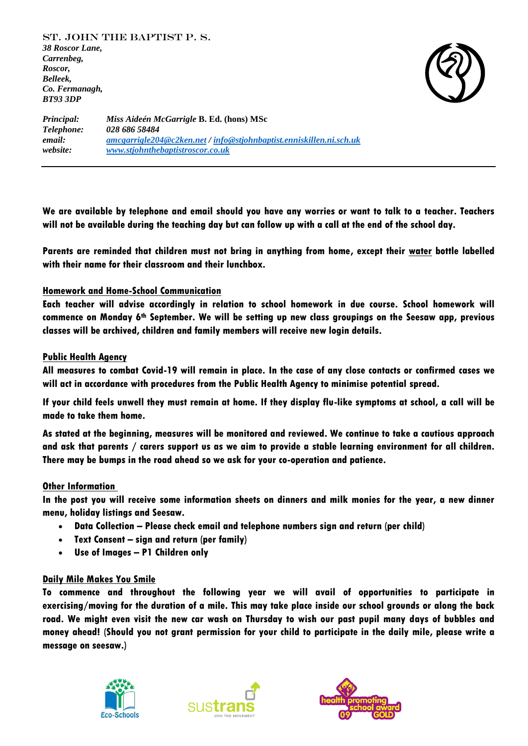ST. JOHN THE BAPTIST P. S.
*38 Roscor Lane,*
*Carrenbeg,*
*Roscor,*
*Belleek,*
*Co. Fermanagh,*
*BT93 3DP*

*Principal:* *Miss Aideén McGarrigle* **B. Ed. (hons) MSc**
*Telephone:* *028 686 58484*
*email:* *amcgarrigle204@c2ken.net* / *info@stjohnbaptist.enniskillen.ni.sch.uk*
*website:* *www.stjohnthebaptistroscor.co.uk*

---

**We are available by telephone and email should you have any worries or want to talk to a teacher. Teachers will not be available during the teaching day but can follow up with a call at the end of the school day.**

**Parents are reminded that children must not bring in anything from home, except their <u>water</u> bottle labelled with their name for their classroom and their lunchbox.**

**<u>Homework and Home-School Communication</u>**

**Each teacher will advise accordingly in relation to school homework in due course. School homework will commence on Monday 6th September. We will be setting up new class groupings on the Seesaw app, previous classes will be archived, children and family members will receive new login details.**

**<u>Public Health Agency</u>**

**All measures to combat Covid-19 will remain in place. In the case of any close contacts or confirmed cases we will act in accordance with procedures from the Public Health Agency to minimise potential spread.**

**If your child feels unwell they must remain at home. If they display flu-like symptoms at school, a call will be made to take them home.**

**As stated at the beginning, measures will be monitored and reviewed. We continue to take a cautious approach and ask that parents / carers support us as we aim to provide a stable learning environment for all children. There may be bumps in the road ahead so we ask for your co-operation and patience.**

**<u>Other Information</u>**

**In the post you will receive some information sheets on dinners and milk monies for the year, a new dinner menu, holiday listings and Seesaw.**

- **Data Collection – Please check email and telephone numbers sign and return (per child)**
- **Text Consent – sign and return (per family)**
- **Use of Images – P1 Children only**

**<u>Daily Mile Makes You Smile</u>**

**To commence and throughout the following year we will avail of opportunities to participate in exercising/moving for the duration of a mile. This may take place inside our school grounds or along the back road. We might even visit the new car wash on Thursday to wish our past pupil many days of bubbles and money ahead! (Should you not grant permission for your child to participate in the daily mile, please write a message on seesaw.)**

Eco-Schools sustrans JOIN THE MOVEMENT health promoting school award 09 GOLD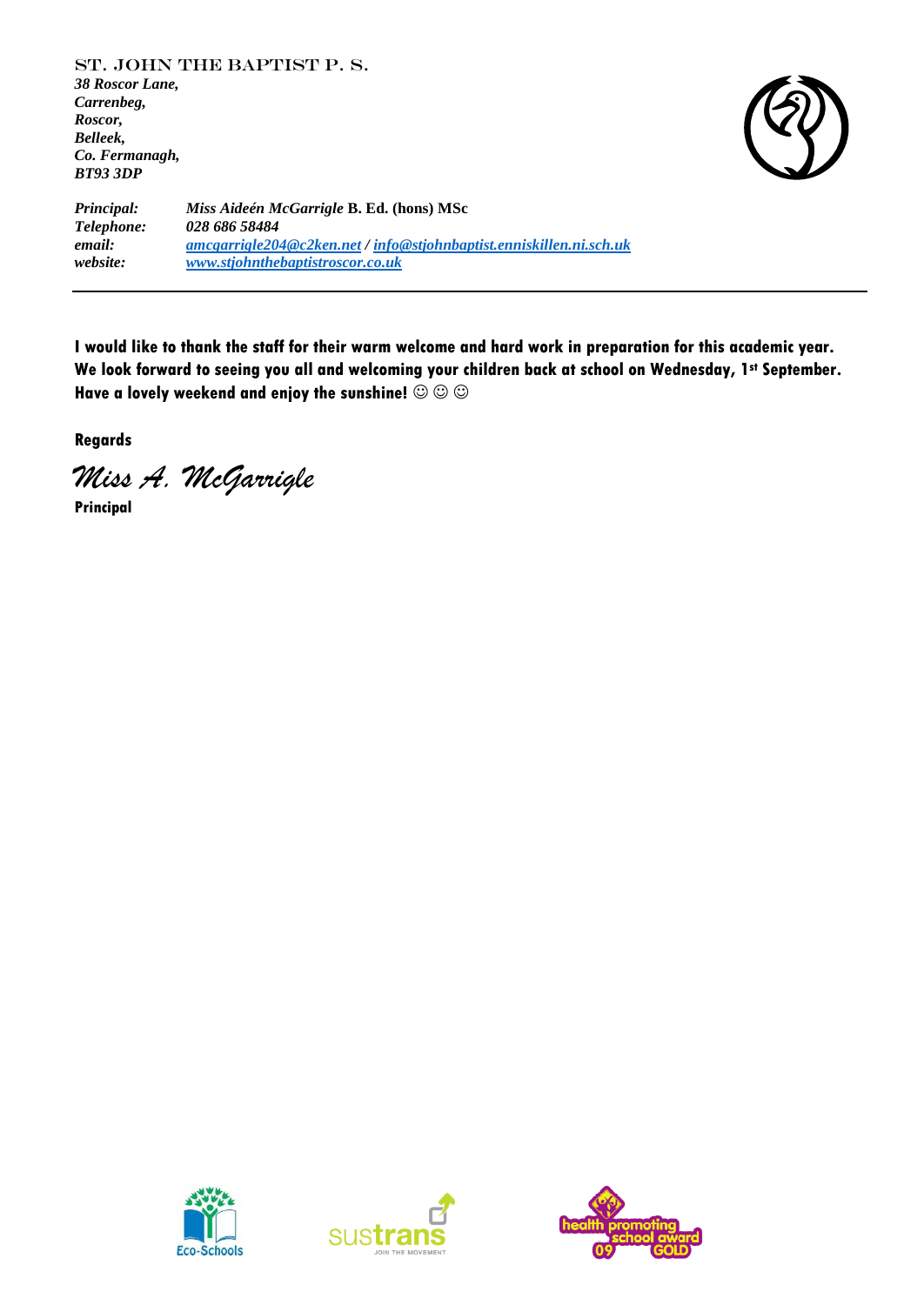ST. JOHN THE BAPTIST P. S.
***38 Roscor Lane,***
***Carrenbeg,***
***Roscor,***
***Belleek,***
***Co. Fermanagh,***
***BT93 3DP***

| | |
|---|---|
| ***Principal:*** | ***Miss Aideén McGarrigle* B. Ed. (hons) MSc** |
| ***Telephone:*** | ***028 686 58484*** |
| ***email:*** | ***amcgarrigle204@c2ken.net / info@stjohnbaptist.enniskillen.ni.sch.uk*** |
| ***website:*** | ***www.stjohnthebaptistroscor.co.uk*** |

---

**I would like to thank the staff for their warm welcome and hard work in preparation for this academic year. We look forward to seeing you all and welcoming your children back at school on Wednesday, 1st September. Have a lovely weekend and enjoy the sunshine! ☺ ☺ ☺**

**Regards**

*Miss A. McGarrigle*

**Principal**

Eco-Schools

sustrans JOIN THE MOVEMENT

health promoting school award 09 GOLD